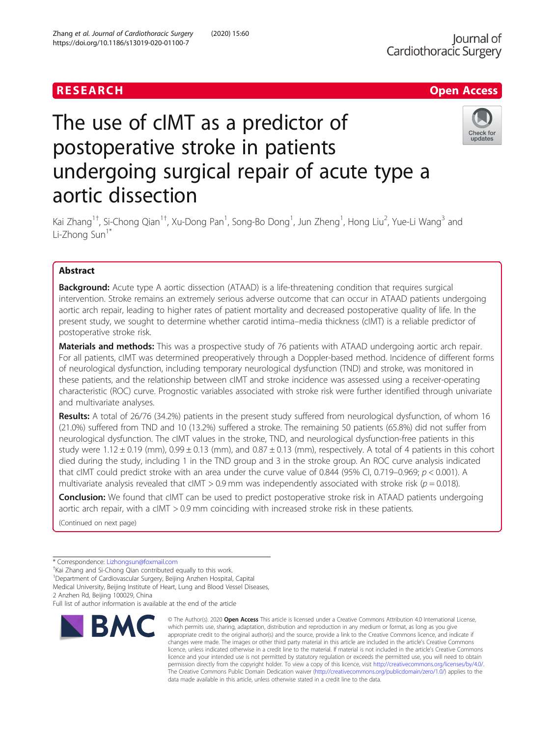# The use of cIMT as a predictor of postoperative stroke in patients undergoing surgical repair of acute type a aortic dissection

Kai Zhang[1†], Si-Chong Qian[1†], Xu-Dong Pan[1], Song-Bo Dong[1], Jun Zheng[1], Hong Liu[2], Yue-Li Wang[3] and Li-Zhong Sun[1*]

## Abstract

**Background:** Acute type A aortic dissection (ATAAD) is a life-threatening condition that requires surgical intervention. Stroke remains an extremely serious adverse outcome that can occur in ATAAD patients undergoing aortic arch repair, leading to higher rates of patient mortality and decreased postoperative quality of life. In the present study, we sought to determine whether carotid intima–media thickness (cIMT) is a reliable predictor of postoperative stroke risk.

**Materials and methods:** This was a prospective study of 76 patients with ATAAD undergoing aortic arch repair. For all patients, cIMT was determined preoperatively through a Doppler-based method. Incidence of different forms of neurological dysfunction, including temporary neurological dysfunction (TND) and stroke, was monitored in these patients, and the relationship between cIMT and stroke incidence was assessed using a receiver-operating characteristic (ROC) curve. Prognostic variables associated with stroke risk were further identified through univariate and multivariate analyses.

**Results:** A total of 26/76 (34.2%) patients in the present study suffered from neurological dysfunction, of whom 16 (21.0%) suffered from TND and 10 (13.2%) suffered a stroke. The remaining 50 patients (65.8%) did not suffer from neurological dysfunction. The cIMT values in the stroke, TND, and neurological dysfunction-free patients in this study were 1.12 ± 0.19 (mm), 0.99 ± 0.13 (mm), and 0.87 ± 0.13 (mm), respectively. A total of 4 patients in this cohort died during the study, including 1 in the TND group and 3 in the stroke group. An ROC curve analysis indicated that cIMT could predict stroke with an area under the curve value of 0.844 (95% CI, 0.719–0.969; $p < 0.001$). A multivariate analysis revealed that cIMT > 0.9 mm was independently associated with stroke risk ($p = 0.018$).

**Conclusion:** We found that cIMT can be used to predict postoperative stroke risk in ATAAD patients undergoing aortic arch repair, with a cIMT > 0.9 mm coinciding with increased stroke risk in these patients.

(Continued on next page)

---

\* Correspondence: Lizhongsun@foxmail.com

†Kai Zhang and Si-Chong Qian contributed equally to this work.

[1]Department of Cardiovascular Surgery, Beijing Anzhen Hospital, Capital Medical University, Beijing Institute of Heart, Lung and Blood Vessel Diseases, 2 Anzhen Rd, Beijing 100029, China

Full list of author information is available at the end of the article

© The Author(s). 2020 **Open Access** This article is licensed under a Creative Commons Attribution 4.0 International License, which permits use, sharing, adaptation, distribution and reproduction in any medium or format, as long as you give appropriate credit to the original author(s) and the source, provide a link to the Creative Commons licence, and indicate if changes were made. The images or other third party material in this article are included in the article's Creative Commons licence, unless indicated otherwise in a credit line to the material. If material is not included in the article's Creative Commons licence and your intended use is not permitted by statutory regulation or exceeds the permitted use, you will need to obtain permission directly from the copyright holder. To view a copy of this licence, visit http://creativecommons.org/licenses/by/4.0/. The Creative Commons Public Domain Dedication waiver (http://creativecommons.org/publicdomain/zero/1.0/) applies to the data made available in this article, unless otherwise stated in a credit line to the data.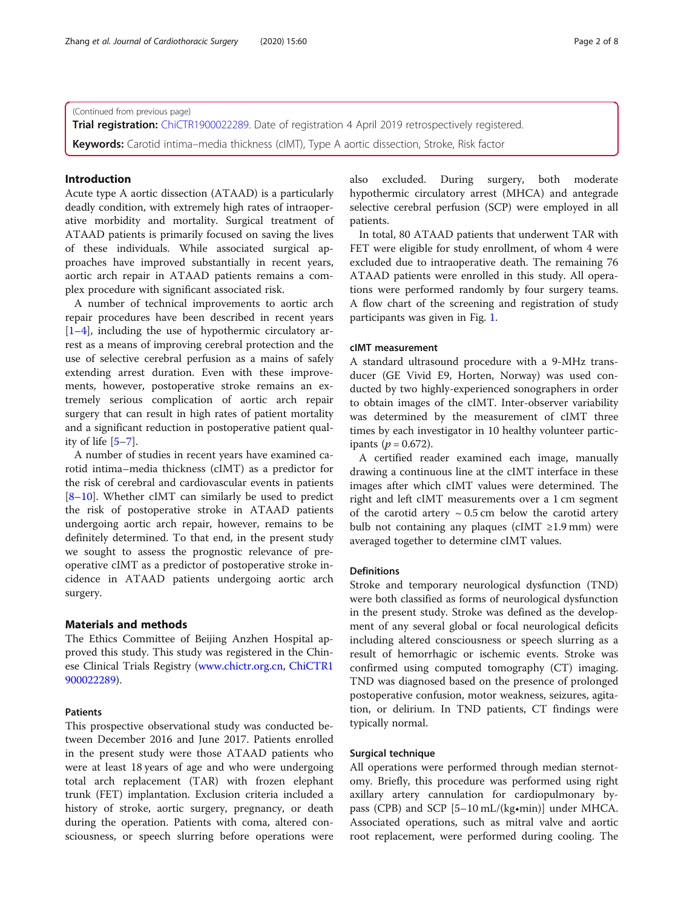(Continued from previous page)

**Trial registration:** ChiCTR1900022289. Date of registration 4 April 2019 retrospectively registered.

**Keywords:** Carotid intima–media thickness (cIMT), Type A aortic dissection, Stroke, Risk factor

## Introduction

Acute type A aortic dissection (ATAAD) is a particularly deadly condition, with extremely high rates of intraoperative morbidity and mortality. Surgical treatment of ATAAD patients is primarily focused on saving the lives of these individuals. While associated surgical approaches have improved substantially in recent years, aortic arch repair in ATAAD patients remains a complex procedure with significant associated risk.

A number of technical improvements to aortic arch repair procedures have been described in recent years [1–4], including the use of hypothermic circulatory arrest as a means of improving cerebral protection and the use of selective cerebral perfusion as a mains of safely extending arrest duration. Even with these improvements, however, postoperative stroke remains an extremely serious complication of aortic arch repair surgery that can result in high rates of patient mortality and a significant reduction in postoperative patient quality of life [5–7].

A number of studies in recent years have examined carotid intima–media thickness (cIMT) as a predictor for the risk of cerebral and cardiovascular events in patients [8–10]. Whether cIMT can similarly be used to predict the risk of postoperative stroke in ATAAD patients undergoing aortic arch repair, however, remains to be definitely determined. To that end, in the present study we sought to assess the prognostic relevance of preoperative cIMT as a predictor of postoperative stroke incidence in ATAAD patients undergoing aortic arch surgery.

## Materials and methods

The Ethics Committee of Beijing Anzhen Hospital approved this study. This study was registered in the Chinese Clinical Trials Registry (www.chictr.org.cn, ChiCTR1900022289).

### Patients

This prospective observational study was conducted between December 2016 and June 2017. Patients enrolled in the present study were those ATAAD patients who were at least 18 years of age and who were undergoing total arch replacement (TAR) with frozen elephant trunk (FET) implantation. Exclusion criteria included a history of stroke, aortic surgery, pregnancy, or death during the operation. Patients with coma, altered consciousness, or speech slurring before operations were also excluded. During surgery, both moderate hypothermic circulatory arrest (MHCA) and antegrade selective cerebral perfusion (SCP) were employed in all patients.

In total, 80 ATAAD patients that underwent TAR with FET were eligible for study enrollment, of whom 4 were excluded due to intraoperative death. The remaining 76 ATAAD patients were enrolled in this study. All operations were performed randomly by four surgery teams. A flow chart of the screening and registration of study participants was given in Fig. 1.

### cIMT measurement

A standard ultrasound procedure with a 9-MHz transducer (GE Vivid E9, Horten, Norway) was used conducted by two highly-experienced sonographers in order to obtain images of the cIMT. Inter-observer variability was determined by the measurement of cIMT three times by each investigator in 10 healthy volunteer participants ($p = 0.672$).

A certified reader examined each image, manually drawing a continuous line at the cIMT interface in these images after which cIMT values were determined. The right and left cIMT measurements over a 1 cm segment of the carotid artery ~ 0.5 cm below the carotid artery bulb not containing any plaques (cIMT ≥1.9 mm) were averaged together to determine cIMT values.

### Definitions

Stroke and temporary neurological dysfunction (TND) were both classified as forms of neurological dysfunction in the present study. Stroke was defined as the development of any several global or focal neurological deficits including altered consciousness or speech slurring as a result of hemorrhagic or ischemic events. Stroke was confirmed using computed tomography (CT) imaging. TND was diagnosed based on the presence of prolonged postoperative confusion, motor weakness, seizures, agitation, or delirium. In TND patients, CT findings were typically normal.

### Surgical technique

All operations were performed through median sternotomy. Briefly, this procedure was performed using right axillary artery cannulation for cardiopulmonary bypass (CPB) and SCP [5–10 mL/(kg•min)] under MHCA. Associated operations, such as mitral valve and aortic root replacement, were performed during cooling. The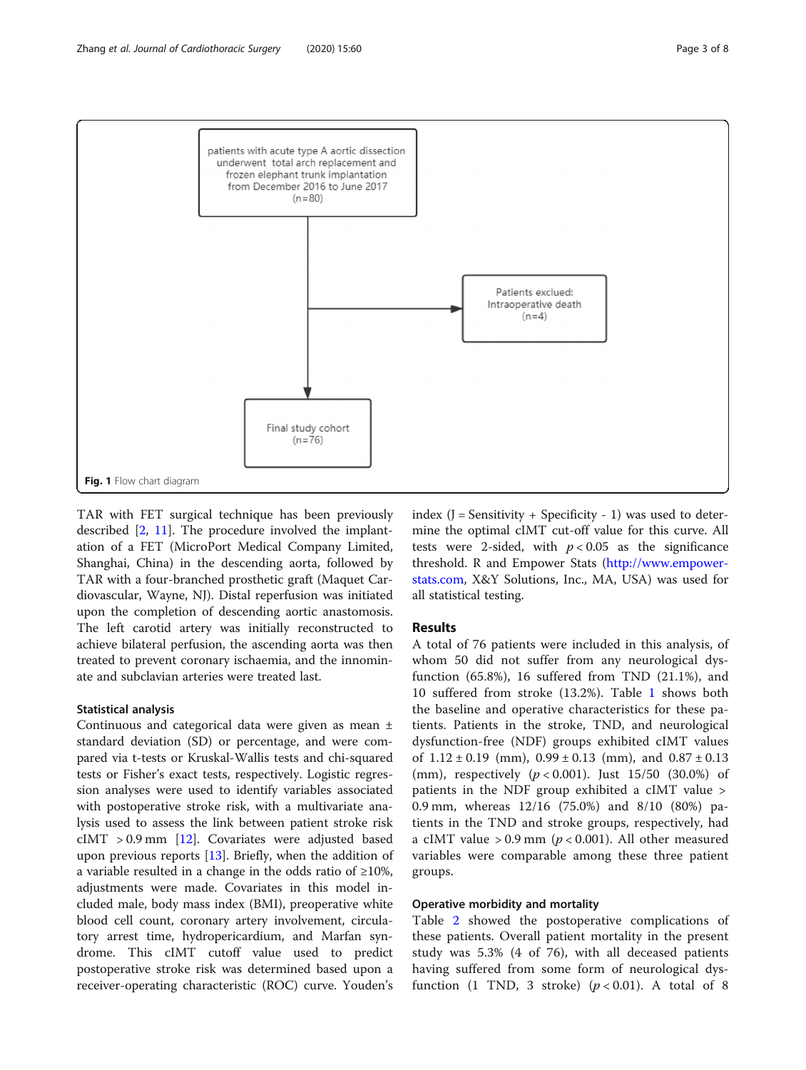patients with acute type A aortic dissection underwent total arch replacement and frozen elephant trunk implantation from December 2016 to June 2017 (n=80)

Patients exclued: Intraoperative death (n=4)

Final study cohort (n=76)

**Fig. 1** Flow chart diagram

TAR with FET surgical technique has been previously described [2, 11]. The procedure involved the implantation of a FET (MicroPort Medical Company Limited, Shanghai, China) in the descending aorta, followed by TAR with a four-branched prosthetic graft (Maquet Cardiovascular, Wayne, NJ). Distal reperfusion was initiated upon the completion of descending aortic anastomosis. The left carotid artery was initially reconstructed to achieve bilateral perfusion, the ascending aorta was then treated to prevent coronary ischaemia, and the innominate and subclavian arteries were treated last.

### Statistical analysis

Continuous and categorical data were given as mean ± standard deviation (SD) or percentage, and were compared via t-tests or Kruskal-Wallis tests and chi-squared tests or Fisher's exact tests, respectively. Logistic regression analyses were used to identify variables associated with postoperative stroke risk, with a multivariate analysis used to assess the link between patient stroke risk cIMT > 0.9 mm [12]. Covariates were adjusted based upon previous reports [13]. Briefly, when the addition of a variable resulted in a change in the odds ratio of ≥10%, adjustments were made. Covariates in this model included male, body mass index (BMI), preoperative white blood cell count, coronary artery involvement, circulatory arrest time, hydropericardium, and Marfan syndrome. This cIMT cutoff value used to predict postoperative stroke risk was determined based upon a receiver-operating characteristic (ROC) curve. Youden's index (J = Sensitivity + Specificity - 1) was used to determine the optimal cIMT cut-off value for this curve. All tests were 2-sided, with $p < 0.05$ as the significance threshold. R and Empower Stats (http://www.empower-stats.com, X&Y Solutions, Inc., MA, USA) was used for all statistical testing.

## Results

A total of 76 patients were included in this analysis, of whom 50 did not suffer from any neurological dysfunction (65.8%), 16 suffered from TND (21.1%), and 10 suffered from stroke (13.2%). Table 1 shows both the baseline and operative characteristics for these patients. Patients in the stroke, TND, and neurological dysfunction-free (NDF) groups exhibited cIMT values of 1.12 ± 0.19 (mm), 0.99 ± 0.13 (mm), and 0.87 ± 0.13 (mm), respectively ($p < 0.001$). Just 15/50 (30.0%) of patients in the NDF group exhibited a cIMT value > 0.9 mm, whereas 12/16 (75.0%) and 8/10 (80%) patients in the TND and stroke groups, respectively, had a cIMT value > 0.9 mm ($p < 0.001$). All other measured variables were comparable among these three patient groups.

### Operative morbidity and mortality

Table 2 showed the postoperative complications of these patients. Overall patient mortality in the present study was 5.3% (4 of 76), with all deceased patients having suffered from some form of neurological dysfunction (1 TND, 3 stroke) ($p < 0.01$). A total of 8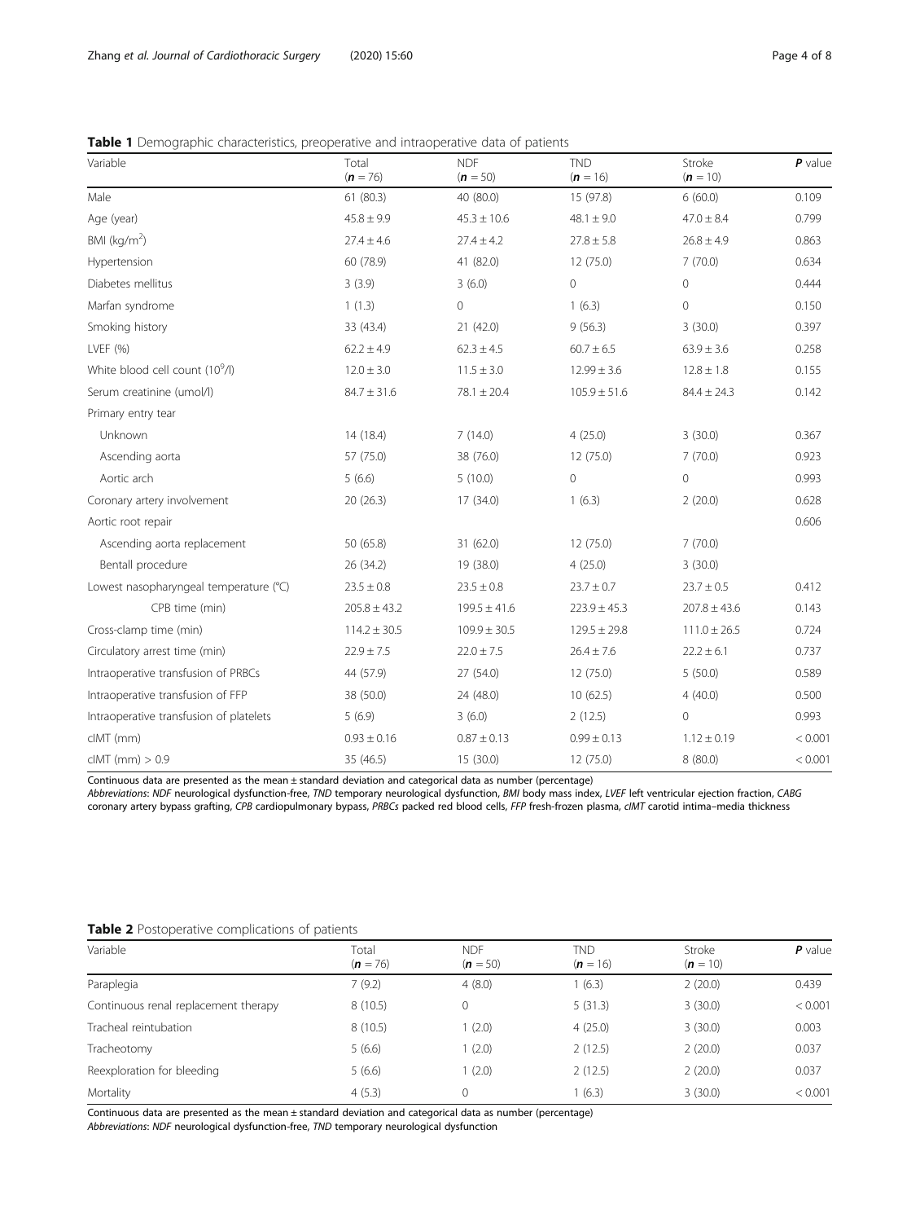**Table 1** Demographic characteristics, preoperative and intraoperative data of patients

| Variable | Total (**n** = 76) | NDF (**n** = 50) | TND (**n** = 16) | Stroke (**n** = 10) | **P** value |
|---|---|---|---|---|---|
| Male | 61 (80.3) | 40 (80.0) | 15 (97.8) | 6 (60.0) | 0.109 |
| Age (year) | 45.8 ± 9.9 | 45.3 ± 10.6 | 48.1 ± 9.0 | 47.0 ± 8.4 | 0.799 |
| BMI (kg/m$^2$) | 27.4 ± 4.6 | 27.4 ± 4.2 | 27.8 ± 5.8 | 26.8 ± 4.9 | 0.863 |
| Hypertension | 60 (78.9) | 41 (82.0) | 12 (75.0) | 7 (70.0) | 0.634 |
| Diabetes mellitus | 3 (3.9) | 3 (6.0) | 0 | 0 | 0.444 |
| Marfan syndrome | 1 (1.3) | 0 | 1 (6.3) | 0 | 0.150 |
| Smoking history | 33 (43.4) | 21 (42.0) | 9 (56.3) | 3 (30.0) | 0.397 |
| LVEF (%) | 62.2 ± 4.9 | 62.3 ± 4.5 | 60.7 ± 6.5 | 63.9 ± 3.6 | 0.258 |
| White blood cell count (10$^9$/l) | 12.0 ± 3.0 | 11.5 ± 3.0 | 12.99 ± 3.6 | 12.8 ± 1.8 | 0.155 |
| Serum creatinine (umol/l) | 84.7 ± 31.6 | 78.1 ± 20.4 | 105.9 ± 51.6 | 84.4 ± 24.3 | 0.142 |
| Primary entry tear | | | | | |
| Unknown | 14 (18.4) | 7 (14.0) | 4 (25.0) | 3 (30.0) | 0.367 |
| Ascending aorta | 57 (75.0) | 38 (76.0) | 12 (75.0) | 7 (70.0) | 0.923 |
| Aortic arch | 5 (6.6) | 5 (10.0) | 0 | 0 | 0.993 |
| Coronary artery involvement | 20 (26.3) | 17 (34.0) | 1 (6.3) | 2 (20.0) | 0.628 |
| Aortic root repair | | | | | 0.606 |
| Ascending aorta replacement | 50 (65.8) | 31 (62.0) | 12 (75.0) | 7 (70.0) | |
| Bentall procedure | 26 (34.2) | 19 (38.0) | 4 (25.0) | 3 (30.0) | |
| Lowest nasopharyngeal temperature (°C) | 23.5 ± 0.8 | 23.5 ± 0.8 | 23.7 ± 0.7 | 23.7 ± 0.5 | 0.412 |
| CPB time (min) | 205.8 ± 43.2 | 199.5 ± 41.6 | 223.9 ± 45.3 | 207.8 ± 43.6 | 0.143 |
| Cross-clamp time (min) | 114.2 ± 30.5 | 109.9 ± 30.5 | 129.5 ± 29.8 | 111.0 ± 26.5 | 0.724 |
| Circulatory arrest time (min) | 22.9 ± 7.5 | 22.0 ± 7.5 | 26.4 ± 7.6 | 22.2 ± 6.1 | 0.737 |
| Intraoperative transfusion of PRBCs | 44 (57.9) | 27 (54.0) | 12 (75.0) | 5 (50.0) | 0.589 |
| Intraoperative transfusion of FFP | 38 (50.0) | 24 (48.0) | 10 (62.5) | 4 (40.0) | 0.500 |
| Intraoperative transfusion of platelets | 5 (6.9) | 3 (6.0) | 2 (12.5) | 0 | 0.993 |
| cIMT (mm) | 0.93 ± 0.16 | 0.87 ± 0.13 | 0.99 ± 0.13 | 1.12 ± 0.19 | < 0.001 |
| cIMT (mm) > 0.9 | 35 (46.5) | 15 (30.0) | 12 (75.0) | 8 (80.0) | < 0.001 |

Continuous data are presented as the mean ± standard deviation and categorical data as number (percentage)
*Abbreviations*: *NDF* neurological dysfunction-free, *TND* temporary neurological dysfunction, *BMI* body mass index, *LVEF* left ventricular ejection fraction, *CABG* coronary artery bypass grafting, *CPB* cardiopulmonary bypass, *PRBCs* packed red blood cells, *FFP* fresh-frozen plasma, *cIMT* carotid intima–media thickness

**Table 2** Postoperative complications of patients

| Variable | Total (**n** = 76) | NDF (**n** = 50) | TND (**n** = 16) | Stroke (**n** = 10) | **P** value |
|---|---|---|---|---|---|
| Paraplegia | 7 (9.2) | 4 (8.0) | 1 (6.3) | 2 (20.0) | 0.439 |
| Continuous renal replacement therapy | 8 (10.5) | 0 | 5 (31.3) | 3 (30.0) | < 0.001 |
| Tracheal reintubation | 8 (10.5) | 1 (2.0) | 4 (25.0) | 3 (30.0) | 0.003 |
| Tracheotomy | 5 (6.6) | 1 (2.0) | 2 (12.5) | 2 (20.0) | 0.037 |
| Reexploration for bleeding | 5 (6.6) | 1 (2.0) | 2 (12.5) | 2 (20.0) | 0.037 |
| Mortality | 4 (5.3) | 0 | 1 (6.3) | 3 (30.0) | < 0.001 |

Continuous data are presented as the mean ± standard deviation and categorical data as number (percentage)
*Abbreviations*: *NDF* neurological dysfunction-free, *TND* temporary neurological dysfunction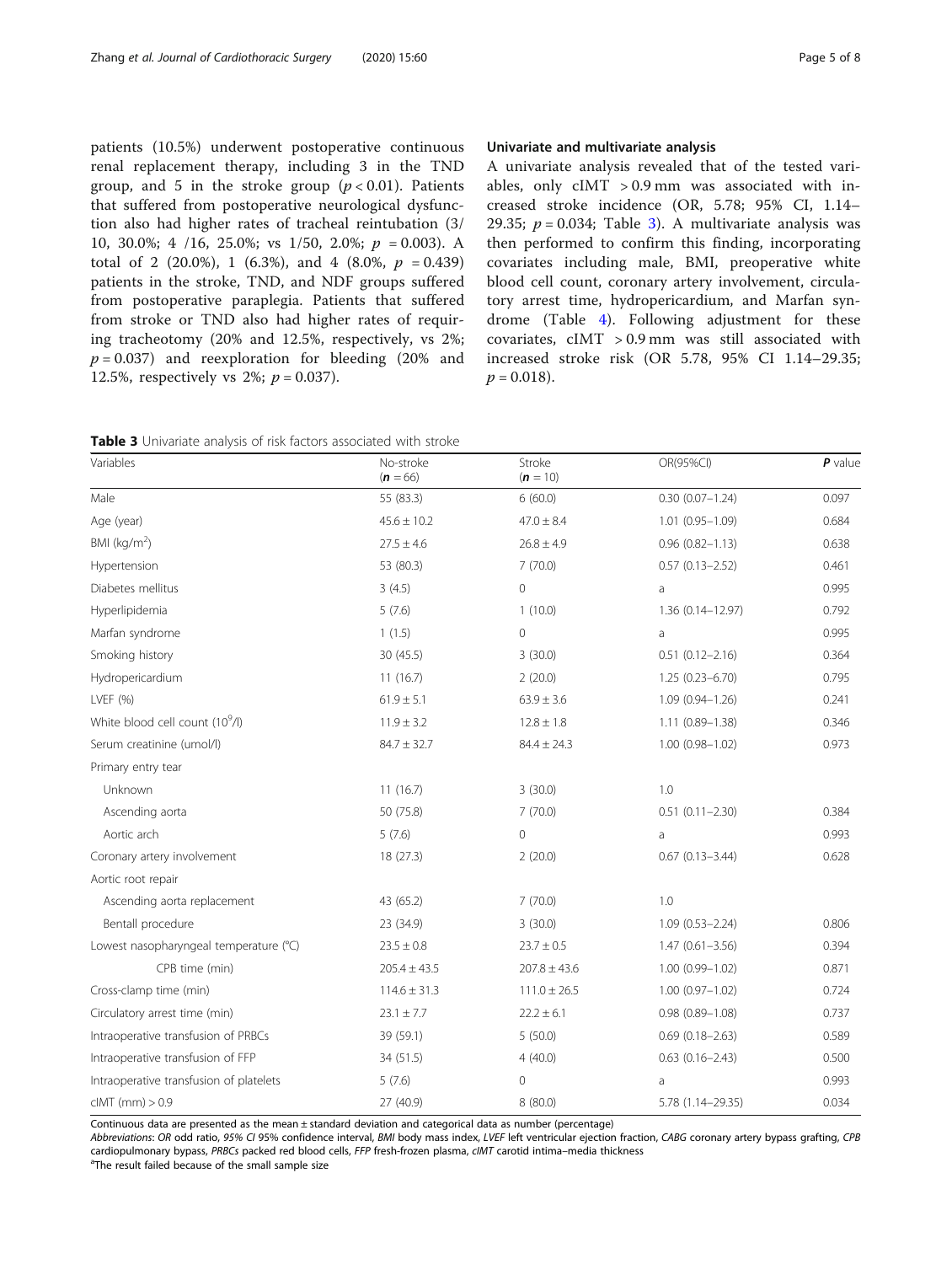patients (10.5%) underwent postoperative continuous renal replacement therapy, including 3 in the TND group, and 5 in the stroke group ($p < 0.01$). Patients that suffered from postoperative neurological dysfunction also had higher rates of tracheal reintubation (3/10, 30.0%; 4 /16, 25.0%; vs 1/50, 2.0%; $p = 0.003$). A total of 2 (20.0%), 1 (6.3%), and 4 (8.0%, $p = 0.439$) patients in the stroke, TND, and NDF groups suffered from postoperative paraplegia. Patients that suffered from stroke or TND also had higher rates of requiring tracheotomy (20% and 12.5%, respectively, vs 2%; $p = 0.037$) and reexploration for bleeding (20% and 12.5%, respectively vs 2%; $p = 0.037$).

### Univariate and multivariate analysis

A univariate analysis revealed that of the tested variables, only cIMT > 0.9 mm was associated with increased stroke incidence (OR, 5.78; 95% CI, 1.14–29.35; $p = 0.034$; Table 3). A multivariate analysis was then performed to confirm this finding, incorporating covariates including male, BMI, preoperative white blood cell count, coronary artery involvement, circulatory arrest time, hydropericardium, and Marfan syndrome (Table 4). Following adjustment for these covariates, cIMT > 0.9 mm was still associated with increased stroke risk (OR 5.78, 95% CI 1.14–29.35; $p = 0.018$).

**Table 3** Univariate analysis of risk factors associated with stroke

| Variables | No-stroke (**n** = 66) | Stroke (**n** = 10) | OR(95%CI) | **P** value |
|---|---|---|---|---|
| Male | 55 (83.3) | 6 (60.0) | 0.30 (0.07–1.24) | 0.097 |
| Age (year) | 45.6 ± 10.2 | 47.0 ± 8.4 | 1.01 (0.95–1.09) | 0.684 |
| BMI (kg/m$^2$) | 27.5 ± 4.6 | 26.8 ± 4.9 | 0.96 (0.82–1.13) | 0.638 |
| Hypertension | 53 (80.3) | 7 (70.0) | 0.57 (0.13–2.52) | 0.461 |
| Diabetes mellitus | 3 (4.5) | 0 | a | 0.995 |
| Hyperlipidemia | 5 (7.6) | 1 (10.0) | 1.36 (0.14–12.97) | 0.792 |
| Marfan syndrome | 1 (1.5) | 0 | a | 0.995 |
| Smoking history | 30 (45.5) | 3 (30.0) | 0.51 (0.12–2.16) | 0.364 |
| Hydropericardium | 11 (16.7) | 2 (20.0) | 1.25 (0.23–6.70) | 0.795 |
| LVEF (%) | 61.9 ± 5.1 | 63.9 ± 3.6 | 1.09 (0.94–1.26) | 0.241 |
| White blood cell count (10$^9$/l) | 11.9 ± 3.2 | 12.8 ± 1.8 | 1.11 (0.89–1.38) | 0.346 |
| Serum creatinine (umol/l) | 84.7 ± 32.7 | 84.4 ± 24.3 | 1.00 (0.98–1.02) | 0.973 |
| Primary entry tear | | | | |
| Unknown | 11 (16.7) | 3 (30.0) | 1.0 | |
| Ascending aorta | 50 (75.8) | 7 (70.0) | 0.51 (0.11–2.30) | 0.384 |
| Aortic arch | 5 (7.6) | 0 | a | 0.993 |
| Coronary artery involvement | 18 (27.3) | 2 (20.0) | 0.67 (0.13–3.44) | 0.628 |
| Aortic root repair | | | | |
| Ascending aorta replacement | 43 (65.2) | 7 (70.0) | 1.0 | |
| Bentall procedure | 23 (34.9) | 3 (30.0) | 1.09 (0.53–2.24) | 0.806 |
| Lowest nasopharyngeal temperature (°C) | 23.5 ± 0.8 | 23.7 ± 0.5 | 1.47 (0.61–3.56) | 0.394 |
| CPB time (min) | 205.4 ± 43.5 | 207.8 ± 43.6 | 1.00 (0.99–1.02) | 0.871 |
| Cross-clamp time (min) | 114.6 ± 31.3 | 111.0 ± 26.5 | 1.00 (0.97–1.02) | 0.724 |
| Circulatory arrest time (min) | 23.1 ± 7.7 | 22.2 ± 6.1 | 0.98 (0.89–1.08) | 0.737 |
| Intraoperative transfusion of PRBCs | 39 (59.1) | 5 (50.0) | 0.69 (0.18–2.63) | 0.589 |
| Intraoperative transfusion of FFP | 34 (51.5) | 4 (40.0) | 0.63 (0.16–2.43) | 0.500 |
| Intraoperative transfusion of platelets | 5 (7.6) | 0 | a | 0.993 |
| cIMT (mm) > 0.9 | 27 (40.9) | 8 (80.0) | 5.78 (1.14–29.35) | 0.034 |

Continuous data are presented as the mean ± standard deviation and categorical data as number (percentage)

*Abbreviations*: *OR* odd ratio, *95% CI* 95% confidence interval, *BMI* body mass index, *LVEF* left ventricular ejection fraction, *CABG* coronary artery bypass grafting, *CPB* cardiopulmonary bypass, *PRBCs* packed red blood cells, *FFP* fresh-frozen plasma, *cIMT* carotid intima–media thickness

[a]The result failed because of the small sample size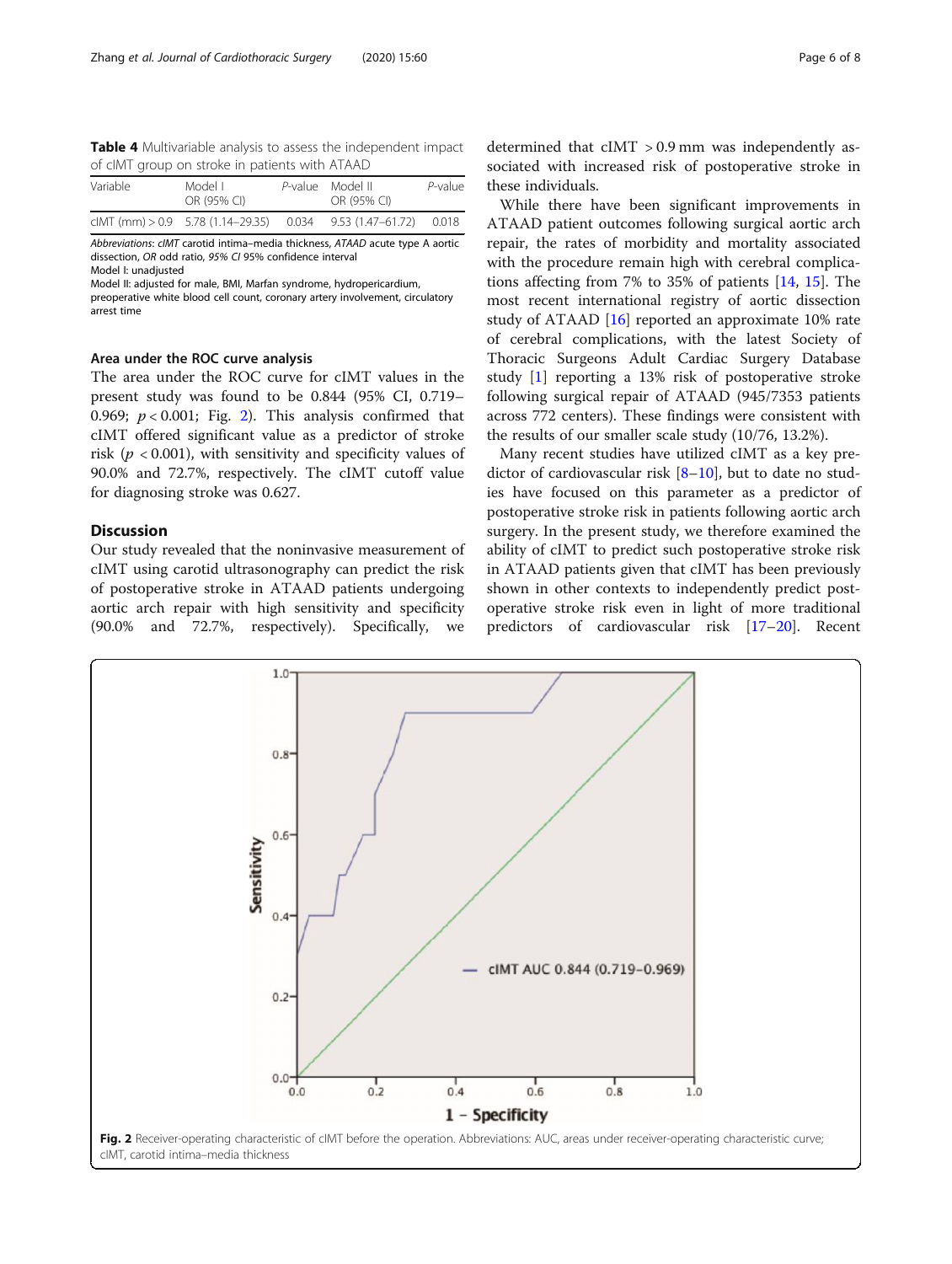**Table 4** Multivariable analysis to assess the independent impact of cIMT group on stroke in patients with ATAAD

| Variable | Model I OR (95% CI) | *P*-value | Model II OR (95% CI) | *P*-value |
|---|---|---|---|---|
| cIMT (mm) > 0.9 | 5.78 (1.14–29.35) | 0.034 | 9.53 (1.47–61.72) | 0.018 |

*Abbreviations*: *cIMT* carotid intima–media thickness, *ATAAD* acute type A aortic dissection, *OR* odd ratio, *95% CI* 95% confidence interval
Model I: unadjusted
Model II: adjusted for male, BMI, Marfan syndrome, hydropericardium, preoperative white blood cell count, coronary artery involvement, circulatory arrest time

### Area under the ROC curve analysis

The area under the ROC curve for cIMT values in the present study was found to be 0.844 (95% CI, 0.719–0.969; $p < 0.001$; Fig. 2). This analysis confirmed that cIMT offered significant value as a predictor of stroke risk ($p < 0.001$), with sensitivity and specificity values of 90.0% and 72.7%, respectively. The cIMT cutoff value for diagnosing stroke was 0.627.

## Discussion

Our study revealed that the noninvasive measurement of cIMT using carotid ultrasonography can predict the risk of postoperative stroke in ATAAD patients undergoing aortic arch repair with high sensitivity and specificity (90.0% and 72.7%, respectively). Specifically, we determined that cIMT > 0.9 mm was independently associated with increased risk of postoperative stroke in these individuals.

While there have been significant improvements in ATAAD patient outcomes following surgical aortic arch repair, the rates of morbidity and mortality associated with the procedure remain high with cerebral complications affecting from 7% to 35% of patients [14, 15]. The most recent international registry of aortic dissection study of ATAAD [16] reported an approximate 10% rate of cerebral complications, with the latest Society of Thoracic Surgeons Adult Cardiac Surgery Database study [1] reporting a 13% risk of postoperative stroke following surgical repair of ATAAD (945/7353 patients across 772 centers). These findings were consistent with the results of our smaller scale study (10/76, 13.2%).

Many recent studies have utilized cIMT as a key predictor of cardiovascular risk [8–10], but to date no studies have focused on this parameter as a predictor of postoperative stroke risk in patients following aortic arch surgery. In the present study, we therefore examined the ability of cIMT to predict such postoperative stroke risk in ATAAD patients given that cIMT has been previously shown in other contexts to independently predict postoperative stroke risk even in light of more traditional predictors of cardiovascular risk [17–20]. Recent

**Fig. 2** Receiver-operating characteristic of cIMT before the operation. Abbreviations: AUC, areas under receiver-operating characteristic curve; cIMT, carotid intima–media thickness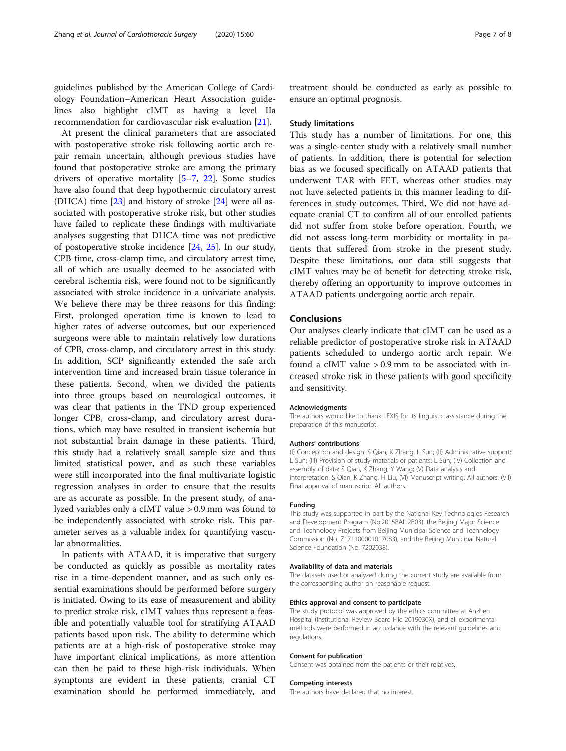guidelines published by the American College of Cardiology Foundation–American Heart Association guidelines also highlight cIMT as having a level IIa recommendation for cardiovascular risk evaluation [21].

At present the clinical parameters that are associated with postoperative stroke risk following aortic arch repair remain uncertain, although previous studies have found that postoperative stroke are among the primary drivers of operative mortality [5–7, 22]. Some studies have also found that deep hypothermic circulatory arrest (DHCA) time [23] and history of stroke [24] were all associated with postoperative stroke risk, but other studies have failed to replicate these findings with multivariate analyses suggesting that DHCA time was not predictive of postoperative stroke incidence [24, 25]. In our study, CPB time, cross-clamp time, and circulatory arrest time, all of which are usually deemed to be associated with cerebral ischemia risk, were found not to be significantly associated with stroke incidence in a univariate analysis. We believe there may be three reasons for this finding: First, prolonged operation time is known to lead to higher rates of adverse outcomes, but our experienced surgeons were able to maintain relatively low durations of CPB, cross-clamp, and circulatory arrest in this study. In addition, SCP significantly extended the safe arch intervention time and increased brain tissue tolerance in these patients. Second, when we divided the patients into three groups based on neurological outcomes, it was clear that patients in the TND group experienced longer CPB, cross-clamp, and circulatory arrest durations, which may have resulted in transient ischemia but not substantial brain damage in these patients. Third, this study had a relatively small sample size and thus limited statistical power, and as such these variables were still incorporated into the final multivariate logistic regression analyses in order to ensure that the results are as accurate as possible. In the present study, of analyzed variables only a cIMT value > 0.9 mm was found to be independently associated with stroke risk. This parameter serves as a valuable index for quantifying vascular abnormalities.

In patients with ATAAD, it is imperative that surgery be conducted as quickly as possible as mortality rates rise in a time-dependent manner, and as such only essential examinations should be performed before surgery is initiated. Owing to its ease of measurement and ability to predict stroke risk, cIMT values thus represent a feasible and potentially valuable tool for stratifying ATAAD patients based upon risk. The ability to determine which patients are at a high-risk of postoperative stroke may have important clinical implications, as more attention can then be paid to these high-risk individuals. When symptoms are evident in these patients, cranial CT examination should be performed immediately, and treatment should be conducted as early as possible to ensure an optimal prognosis.

### Study limitations

This study has a number of limitations. For one, this was a single-center study with a relatively small number of patients. In addition, there is potential for selection bias as we focused specifically on ATAAD patients that underwent TAR with FET, whereas other studies may not have selected patients in this manner leading to differences in study outcomes. Third, We did not have adequate cranial CT to confirm all of our enrolled patients did not suffer from stoke before operation. Fourth, we did not assess long-term morbidity or mortality in patients that suffered from stroke in the present study. Despite these limitations, our data still suggests that cIMT values may be of benefit for detecting stroke risk, thereby offering an opportunity to improve outcomes in ATAAD patients undergoing aortic arch repair.

## Conclusions

Our analyses clearly indicate that cIMT can be used as a reliable predictor of postoperative stroke risk in ATAAD patients scheduled to undergo aortic arch repair. We found a cIMT value > 0.9 mm to be associated with increased stroke risk in these patients with good specificity and sensitivity.

#### Acknowledgments

The authors would like to thank LEXIS for its linguistic assistance during the preparation of this manuscript.

#### Authors' contributions

(I) Conception and design: S Qian, K Zhang, L Sun; (II) Administrative support: L Sun; (III) Provision of study materials or patients: L Sun; (IV) Collection and assembly of data: S Qian, K Zhang, Y Wang; (V) Data analysis and interpretation: S Qian, K Zhang, H Liu; (VI) Manuscript writing: All authors; (VII) Final approval of manuscript: All authors.

#### Funding

This study was supported in part by the National Key Technologies Research and Development Program (No.2015BAI12B03), the Beijing Major Science and Technology Projects from Beijing Municipal Science and Technology Commission (No. Z171100001017083), and the Beijing Municipal Natural Science Foundation (No. 7202038).

#### Availability of data and materials

The datasets used or analyzed during the current study are available from the corresponding author on reasonable request.

#### Ethics approval and consent to participate

The study protocol was approved by the ethics committee at Anzhen Hospital (Institutional Review Board File 2019030X), and all experimental methods were performed in accordance with the relevant guidelines and regulations.

#### Consent for publication

Consent was obtained from the patients or their relatives.

#### Competing interests

The authors have declared that no interest.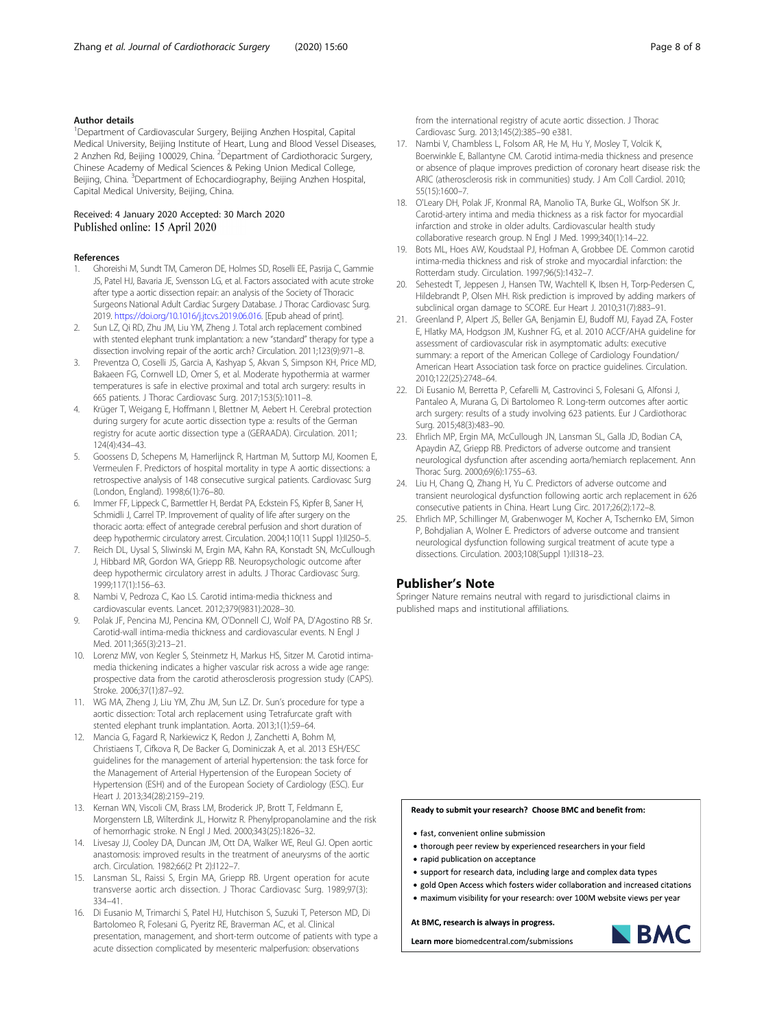#### Author details

[1]Department of Cardiovascular Surgery, Beijing Anzhen Hospital, Capital Medical University, Beijing Institute of Heart, Lung and Blood Vessel Diseases, 2 Anzhen Rd, Beijing 100029, China. [2]Department of Cardiothoracic Surgery, Chinese Academy of Medical Sciences & Peking Union Medical College, Beijing, China. [3]Department of Echocardiography, Beijing Anzhen Hospital, Capital Medical University, Beijing, China.

Received: 4 January 2020 Accepted: 30 March 2020
Published online: 15 April 2020

#### References

1. Ghoreishi M, Sundt TM, Cameron DE, Holmes SD, Roselli EE, Pasrija C, Gammie JS, Patel HJ, Bavaria JE, Svensson LG, et al. Factors associated with acute stroke after type a aortic dissection repair: an analysis of the Society of Thoracic Surgeons National Adult Cardiac Surgery Database. J Thorac Cardiovasc Surg. 2019. https://doi.org/10.1016/j.jtcvs.2019.06.016. [Epub ahead of print].
2. Sun LZ, Qi RD, Zhu JM, Liu YM, Zheng J. Total arch replacement combined with stented elephant trunk implantation: a new "standard" therapy for type a dissection involving repair of the aortic arch? Circulation. 2011;123(9):971–8.
3. Preventza O, Coselli JS, Garcia A, Kashyap S, Akvan S, Simpson KH, Price MD, Bakaeen FG, Cornwell LD, Omer S, et al. Moderate hypothermia at warmer temperatures is safe in elective proximal and total arch surgery: results in 665 patients. J Thorac Cardiovasc Surg. 2017;153(5):1011–8.
4. Krüger T, Weigang E, Hoffmann I, Blettner M, Aebert H. Cerebral protection during surgery for acute aortic dissection type a: results of the German registry for acute aortic dissection type a (GERAADA). Circulation. 2011; 124(4):434–43.
5. Goossens D, Schepens M, Hamerlijnck R, Hartman M, Suttorp MJ, Koomen E, Vermeulen F. Predictors of hospital mortality in type A aortic dissections: a retrospective analysis of 148 consecutive surgical patients. Cardiovasc Surg (London, England). 1998;6(1):76–80.
6. Immer FF, Lippeck C, Barmettler H, Berdat PA, Eckstein FS, Kipfer B, Saner H, Schmidli J, Carrel TP. Improvement of quality of life after surgery on the thoracic aorta: effect of antegrade cerebral perfusion and short duration of deep hypothermic circulatory arrest. Circulation. 2004;110(11 Suppl 1):II250–5.
7. Reich DL, Uysal S, Sliwinski M, Ergin MA, Kahn RA, Konstadt SN, McCullough J, Hibbard MR, Gordon WA, Griepp RB. Neuropsychologic outcome after deep hypothermic circulatory arrest in adults. J Thorac Cardiovasc Surg. 1999;117(1):156–63.
8. Nambi V, Pedroza C, Kao LS. Carotid intima-media thickness and cardiovascular events. Lancet. 2012;379(9831):2028–30.
9. Polak JF, Pencina MJ, Pencina KM, O'Donnell CJ, Wolf PA, D'Agostino RB Sr. Carotid-wall intima-media thickness and cardiovascular events. N Engl J Med. 2011;365(3):213–21.
10. Lorenz MW, von Kegler S, Steinmetz H, Markus HS, Sitzer M. Carotid intima-media thickening indicates a higher vascular risk across a wide age range: prospective data from the carotid atherosclerosis progression study (CAPS). Stroke. 2006;37(1):87–92.
11. WG MA, Zheng J, Liu YM, Zhu JM, Sun LZ. Dr. Sun's procedure for type a aortic dissection: Total arch replacement using Tetrafurcate graft with stented elephant trunk implantation. Aorta. 2013;1(1):59–64.
12. Mancia G, Fagard R, Narkiewicz K, Redon J, Zanchetti A, Bohm M, Christiaens T, Cifkova R, De Backer G, Dominiczak A, et al. 2013 ESH/ESC guidelines for the management of arterial hypertension: the task force for the Management of Arterial Hypertension of the European Society of Hypertension (ESH) and of the European Society of Cardiology (ESC). Eur Heart J. 2013;34(28):2159–219.
13. Kernan WN, Viscoli CM, Brass LM, Broderick JP, Brott T, Feldmann E, Morgenstern LB, Wilterdink JL, Horwitz R. Phenylpropanolamine and the risk of hemorrhagic stroke. N Engl J Med. 2000;343(25):1826–32.
14. Livesay JJ, Cooley DA, Duncan JM, Ott DA, Walker WE, Reul GJ. Open aortic anastomosis: improved results in the treatment of aneurysms of the aortic arch. Circulation. 1982;66(2 Pt 2):I122–7.
15. Lansman SL, Raissi S, Ergin MA, Griepp RB. Urgent operation for acute transverse aortic arch dissection. J Thorac Cardiovasc Surg. 1989;97(3): 334–41.
16. Di Eusanio M, Trimarchi S, Patel HJ, Hutchison S, Suzuki T, Peterson MD, Di Bartolomeo R, Folesani G, Pyeritz RE, Braverman AC, et al. Clinical presentation, management, and short-term outcome of patients with type a acute dissection complicated by mesenteric malperfusion: observations from the international registry of acute aortic dissection. J Thorac Cardiovasc Surg. 2013;145(2):385–90 e381.
17. Nambi V, Chambless L, Folsom AR, He M, Hu Y, Mosley T, Volcik K, Boerwinkle E, Ballantyne CM. Carotid intima-media thickness and presence or absence of plaque improves prediction of coronary heart disease risk: the ARIC (atherosclerosis risk in communities) study. J Am Coll Cardiol. 2010; 55(15):1600–7.
18. O'Leary DH, Polak JF, Kronmal RA, Manolio TA, Burke GL, Wolfson SK Jr. Carotid-artery intima and media thickness as a risk factor for myocardial infarction and stroke in older adults. Cardiovascular health study collaborative research group. N Engl J Med. 1999;340(1):14–22.
19. Bots ML, Hoes AW, Koudstaal PJ, Hofman A, Grobbee DE. Common carotid intima-media thickness and risk of stroke and myocardial infarction: the Rotterdam study. Circulation. 1997;96(5):1432–7.
20. Sehestedt T, Jeppesen J, Hansen TW, Wachtell K, Ibsen H, Torp-Pedersen C, Hildebrandt P, Olsen MH. Risk prediction is improved by adding markers of subclinical organ damage to SCORE. Eur Heart J. 2010;31(7):883–91.
21. Greenland P, Alpert JS, Beller GA, Benjamin EJ, Budoff MJ, Fayad ZA, Foster E, Hlatky MA, Hodgson JM, Kushner FG, et al. 2010 ACCF/AHA guideline for assessment of cardiovascular risk in asymptomatic adults: executive summary: a report of the American College of Cardiology Foundation/ American Heart Association task force on practice guidelines. Circulation. 2010;122(25):2748–64.
22. Di Eusanio M, Berretta P, Cefarelli M, Castrovinci S, Folesani G, Alfonsi J, Pantaleo A, Murana G, Di Bartolomeo R. Long-term outcomes after aortic arch surgery: results of a study involving 623 patients. Eur J Cardiothorac Surg. 2015;48(3):483–90.
23. Ehrlich MP, Ergin MA, McCullough JN, Lansman SL, Galla JD, Bodian CA, Apaydin AZ, Griepp RB. Predictors of adverse outcome and transient neurological dysfunction after ascending aorta/hemiarch replacement. Ann Thorac Surg. 2000;69(6):1755–63.
24. Liu H, Chang Q, Zhang H, Yu C. Predictors of adverse outcome and transient neurological dysfunction following aortic arch replacement in 626 consecutive patients in China. Heart Lung Circ. 2017;26(2):172–8.
25. Ehrlich MP, Schillinger M, Grabenwoger M, Kocher A, Tschernko EM, Simon P, Bohdjalian A, Wolner E. Predictors of adverse outcome and transient neurological dysfunction following surgical treatment of acute type a dissections. Circulation. 2003;108(Suppl 1):II318–23.

## Publisher's Note

Springer Nature remains neutral with regard to jurisdictional claims in published maps and institutional affiliations.

**Ready to submit your research? Choose BMC and benefit from:**

- fast, convenient online submission
- thorough peer review by experienced researchers in your field
- rapid publication on acceptance
- support for research data, including large and complex data types
- gold Open Access which fosters wider collaboration and increased citations
- maximum visibility for your research: over 100M website views per year

**At BMC, research is always in progress.**

**Learn more** biomedcentral.com/submissions

BMC